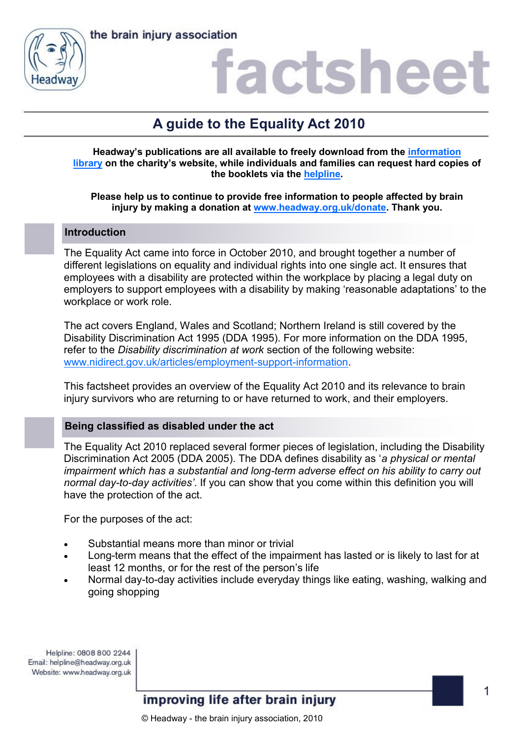# A guide to the Equality Act 2010

**Headway's publications are all available to freely download from the [information library](information library) on the charity's website, while individuals and families can request hard copies of the booklets via the [helpline](helpline).**

**Please help us to continue to provide free information to people affected by brain injury by making a donation at [www.headway.org.uk/donate](www.headway.org.uk/donate). Thank you.**

## Introduction

The Equality Act came into force in October 2010, and brought together a number of different legislations on equality and individual rights into one single act. It ensures that employees with a disability are protected within the workplace by placing a legal duty on employers to support employees with a disability by making 'reasonable adaptations' to the workplace or work role.

The act covers England, Wales and Scotland; Northern Ireland is still covered by the Disability Discrimination Act 1995 (DDA 1995). For more information on the DDA 1995, refer to the *Disability discrimination at work* section of the following website: [www.nidirect.gov.uk/articles/employment-support-information](www.nidirect.gov.uk/articles/employment-support-information).

This factsheet provides an overview of the Equality Act 2010 and its relevance to brain injury survivors who are returning to or have returned to work, and their employers.

## Being classified as disabled under the act

The Equality Act 2010 replaced several former pieces of legislation, including the Disability Discrimination Act 2005 (DDA 2005). The DDA defines disability as '*a physical or mental impairment which has a substantial and long-term adverse effect on his ability to carry out normal day-to-day activities'*. If you can show that you come within this definition you will have the protection of the act.

For the purposes of the act:

- Substantial means more than minor or trivial
- Long-term means that the effect of the impairment has lasted or is likely to last for at least 12 months, or for the rest of the person's life
- Normal day-to-day activities include everyday things like eating, washing, walking and going shopping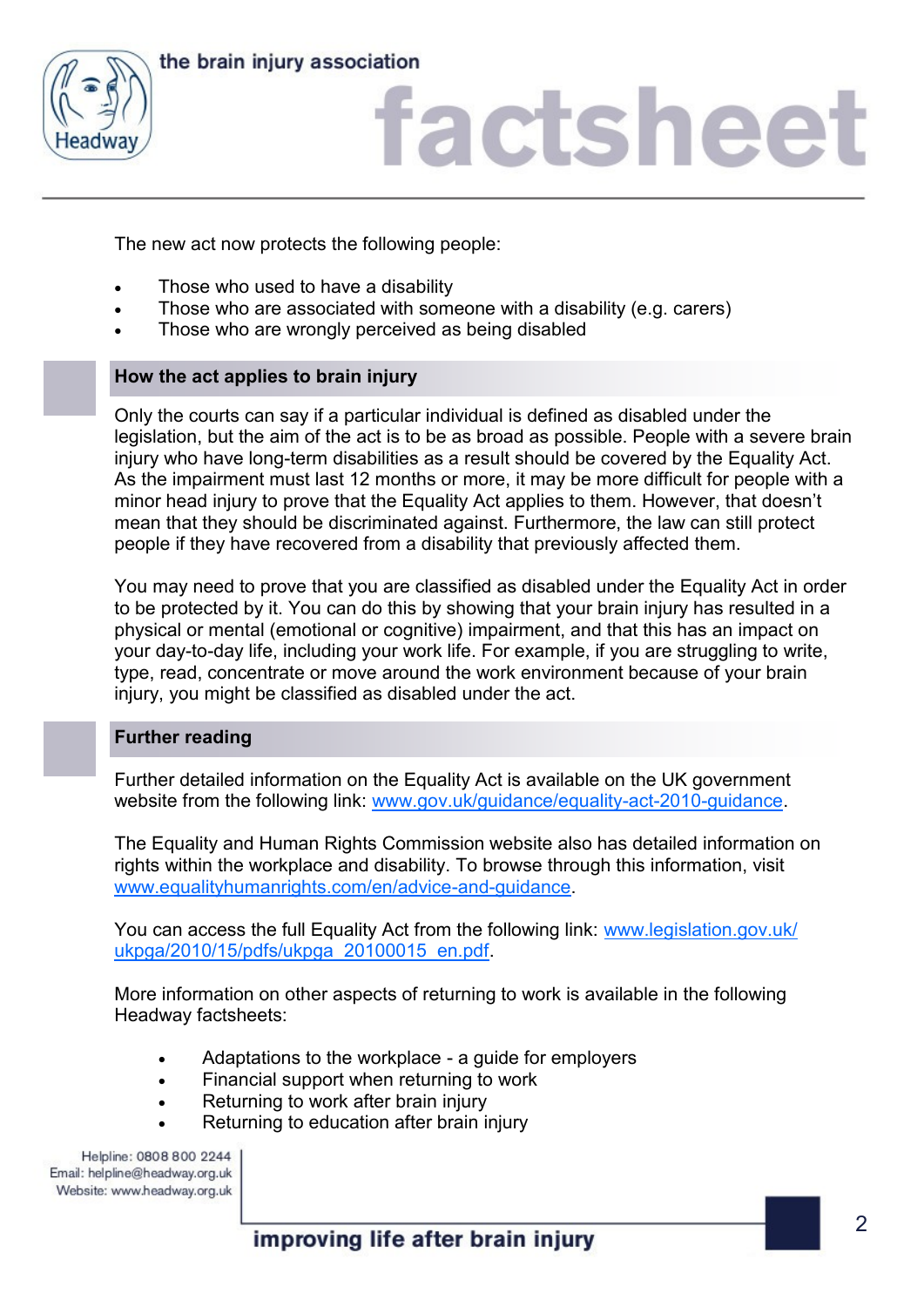The new act now protects the following people:

- Those who used to have a disability
- Those who are associated with someone with a disability (e.g. carers)
- Those who are wrongly perceived as being disabled

## How the act applies to brain injury

Only the courts can say if a particular individual is defined as disabled under the legislation, but the aim of the act is to be as broad as possible. People with a severe brain injury who have long-term disabilities as a result should be covered by the Equality Act. As the impairment must last 12 months or more, it may be more difficult for people with a minor head injury to prove that the Equality Act applies to them. However, that doesn't mean that they should be discriminated against. Furthermore, the law can still protect people if they have recovered from a disability that previously affected them.

You may need to prove that you are classified as disabled under the Equality Act in order to be protected by it. You can do this by showing that your brain injury has resulted in a physical or mental (emotional or cognitive) impairment, and that this has an impact on your day-to-day life, including your work life. For example, if you are struggling to write, type, read, concentrate or move around the work environment because of your brain injury, you might be classified as disabled under the act.

## Further reading

Further detailed information on the Equality Act is available on the UK government website from the following link: www.gov.uk/guidance/equality-act-2010-guidance.

The Equality and Human Rights Commission website also has detailed information on rights within the workplace and disability. To browse through this information, visit www.equalityhumanrights.com/en/advice-and-guidance.

You can access the full Equality Act from the following link: www.legislation.gov.uk/ukpga/2010/15/pdfs/ukpga_20100015_en.pdf.

More information on other aspects of returning to work is available in the following Headway factsheets:

- Adaptations to the workplace - a guide for employers
- Financial support when returning to work
- Returning to work after brain injury
- Returning to education after brain injury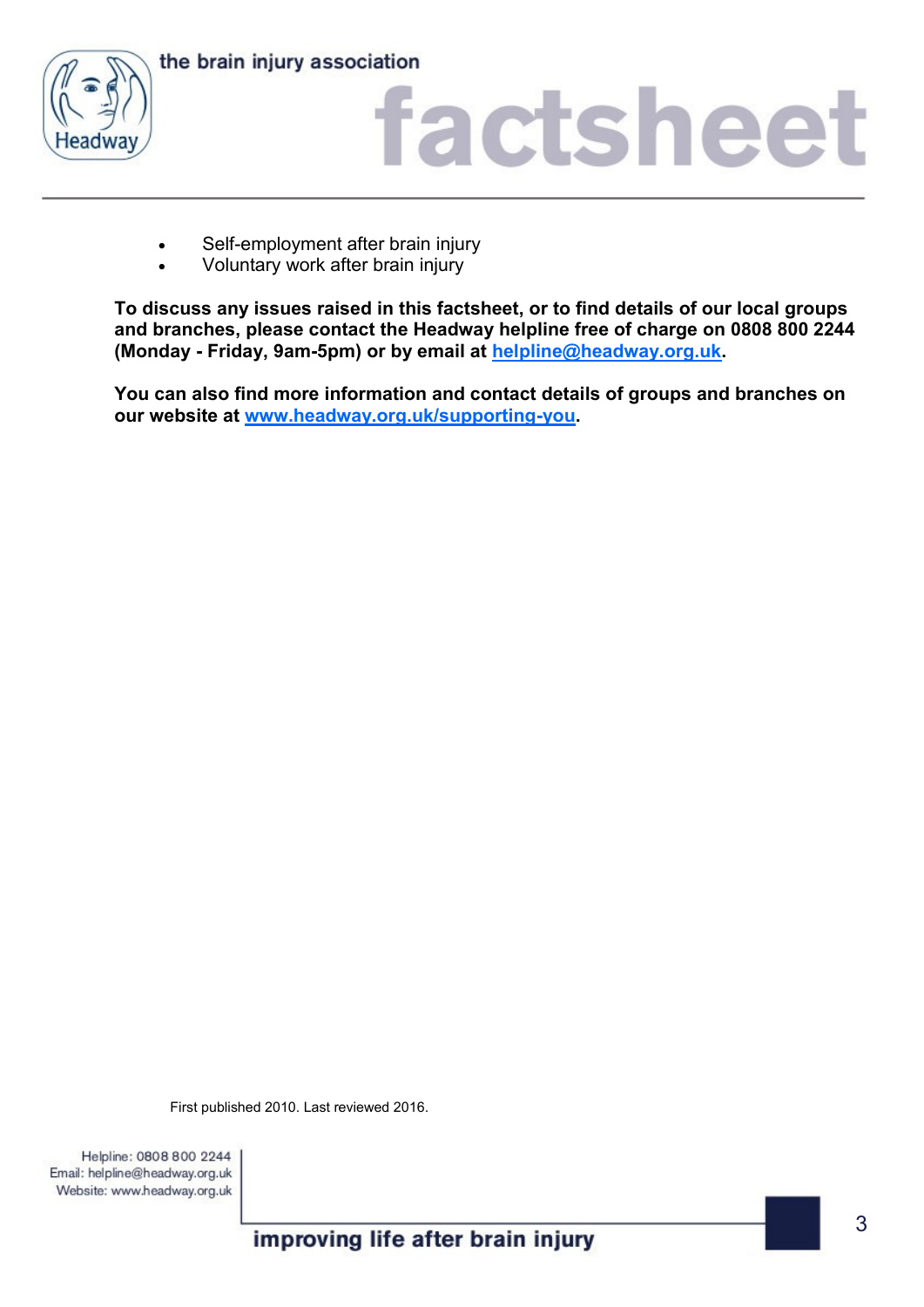- Self-employment after brain injury
- Voluntary work after brain injury

**To discuss any issues raised in this factsheet, or to find details of our local groups and branches, please contact the Headway helpline free of charge on 0808 800 2244 (Monday - Friday, 9am-5pm) or by email at helpline@headway.org.uk.**

**You can also find more information and contact details of groups and branches on our website at www.headway.org.uk/supporting-you.**

First published 2010. Last reviewed 2016.